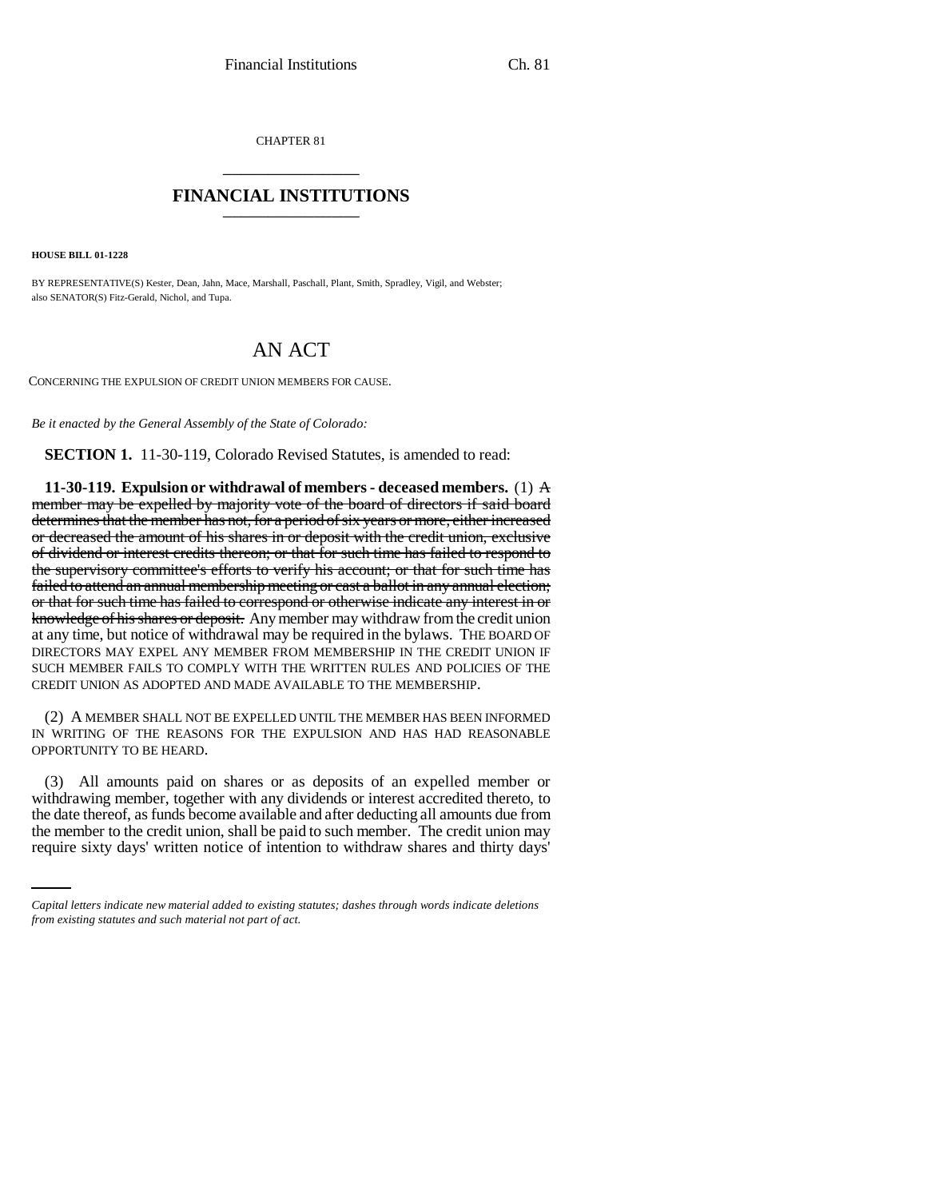CHAPTER 81

## FINANCIAL INSTITUTIONS

**HOUSE BILL 01-1228**

BY REPRESENTATIVE(S) Kester, Dean, Jahn, Mace, Marshall, Paschall, Plant, Smith, Spradley, Vigil, and Webster; also SENATOR(S) Fitz-Gerald, Nichol, and Tupa.

# AN ACT

CONCERNING THE EXPULSION OF CREDIT UNION MEMBERS FOR CAUSE.

*Be it enacted by the General Assembly of the State of Colorado:*

**SECTION 1.** 11-30-119, Colorado Revised Statutes, is amended to read:

**11-30-119. Expulsion or withdrawal of members - deceased members.** (1) ~~A member may be expelled by majority vote of the board of directors if said board determines that the member has not, for a period of six years or more, either increased or decreased the amount of his shares in or deposit with the credit union, exclusive of dividend or interest credits thereon; or that for such time has failed to respond to the supervisory committee's efforts to verify his account; or that for such time has failed to attend an annual membership meeting or cast a ballot in any annual election; or that for such time has failed to correspond or otherwise indicate any interest in or knowledge of his shares or deposit.~~ Any member may withdraw from the credit union at any time, but notice of withdrawal may be required in the bylaws. THE BOARD OF DIRECTORS MAY EXPEL ANY MEMBER FROM MEMBERSHIP IN THE CREDIT UNION IF SUCH MEMBER FAILS TO COMPLY WITH THE WRITTEN RULES AND POLICIES OF THE CREDIT UNION AS ADOPTED AND MADE AVAILABLE TO THE MEMBERSHIP.

(2) A MEMBER SHALL NOT BE EXPELLED UNTIL THE MEMBER HAS BEEN INFORMED IN WRITING OF THE REASONS FOR THE EXPULSION AND HAS HAD REASONABLE OPPORTUNITY TO BE HEARD.

(3) All amounts paid on shares or as deposits of an expelled member or withdrawing member, together with any dividends or interest accredited thereto, to the date thereof, as funds become available and after deducting all amounts due from the member to the credit union, shall be paid to such member. The credit union may require sixty days' written notice of intention to withdraw shares and thirty days'

*Capital letters indicate new material added to existing statutes; dashes through words indicate deletions from existing statutes and such material not part of act.*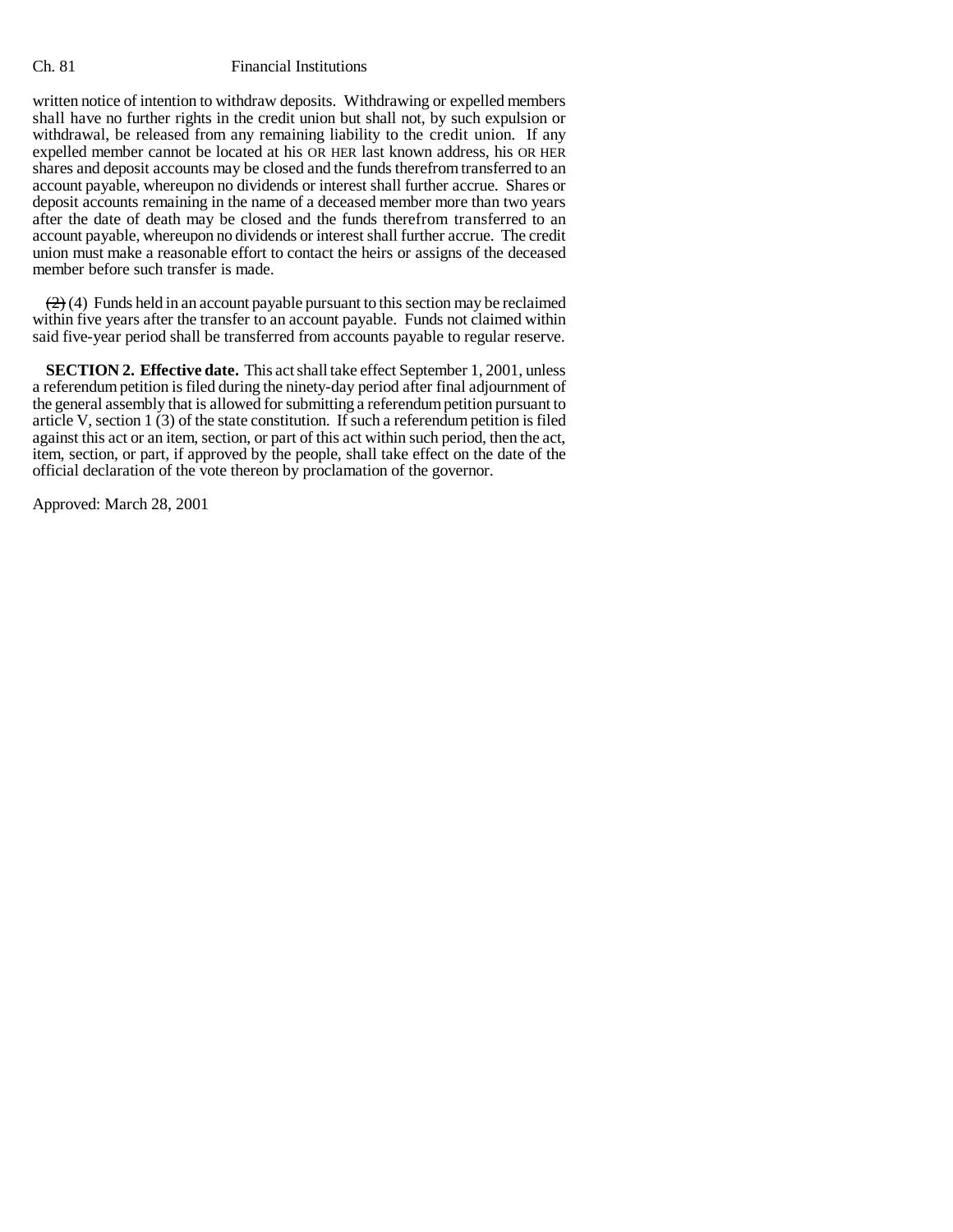written notice of intention to withdraw deposits. Withdrawing or expelled members shall have no further rights in the credit union but shall not, by such expulsion or withdrawal, be released from any remaining liability to the credit union. If any expelled member cannot be located at his OR HER last known address, his OR HER shares and deposit accounts may be closed and the funds therefrom transferred to an account payable, whereupon no dividends or interest shall further accrue. Shares or deposit accounts remaining in the name of a deceased member more than two years after the date of death may be closed and the funds therefrom transferred to an account payable, whereupon no dividends or interest shall further accrue. The credit union must make a reasonable effort to contact the heirs or assigns of the deceased member before such transfer is made.

~~(2)~~ (4) Funds held in an account payable pursuant to this section may be reclaimed within five years after the transfer to an account payable. Funds not claimed within said five-year period shall be transferred from accounts payable to regular reserve.

**SECTION 2. Effective date.** This act shall take effect September 1, 2001, unless a referendum petition is filed during the ninety-day period after final adjournment of the general assembly that is allowed for submitting a referendum petition pursuant to article V, section 1 (3) of the state constitution. If such a referendum petition is filed against this act or an item, section, or part of this act within such period, then the act, item, section, or part, if approved by the people, shall take effect on the date of the official declaration of the vote thereon by proclamation of the governor.

Approved: March 28, 2001